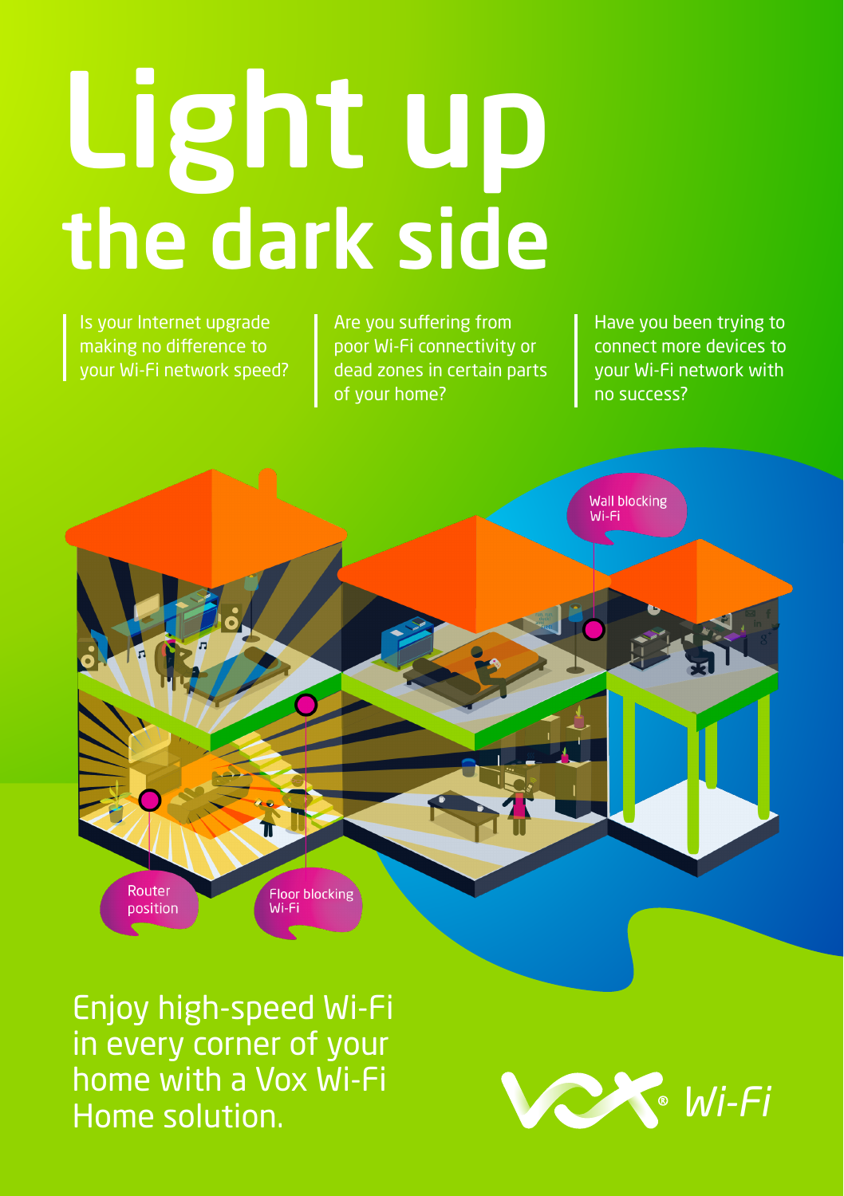# Light up the dark side

Is your Internet upgrade making no difference to your Wi-Fi network speed?

Are you suffering from poor Wi-Fi connectivity or dead zones in certain parts of your home?

Have you been trying to connect more devices to your Wi-Fi network with no success?

Wall blocking Wi-Fi

Router position

Floor blocking Wi-Fi

Enjoy high-speed Wi-Fi in every corner of your home with a Vox Wi-Fi Home solution.

Vox® Wi-Fi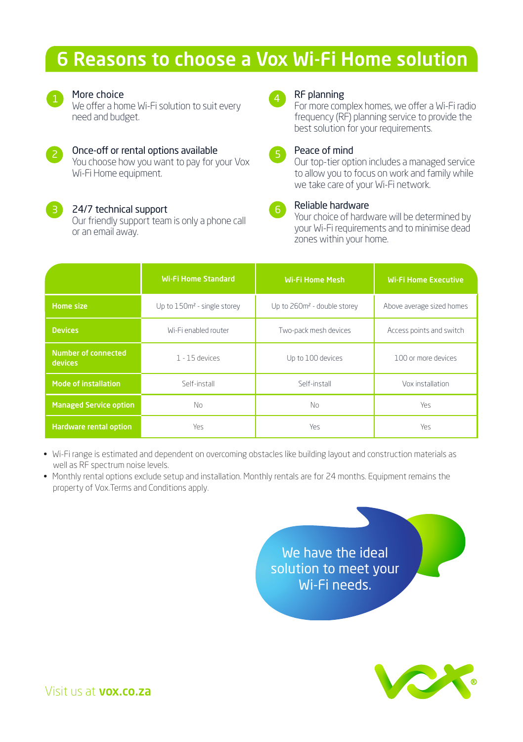# 6 Reasons to choose a Vox Wi-Fi Home solution

1. **More choice**
   We offer a home Wi-Fi solution to suit every need and budget.

2. **Once-off or rental options available**
   You choose how you want to pay for your Vox Wi-Fi Home equipment.

3. **24/7 technical support**
   Our friendly support team is only a phone call or an email away.

4. **RF planning**
   For more complex homes, we offer a Wi-Fi radio frequency (RF) planning service to provide the best solution for your requirements.

5. **Peace of mind**
   Our top-tier option includes a managed service to allow you to focus on work and family while we take care of your Wi-Fi network.

6. **Reliable hardware**
   Your choice of hardware will be determined by your Wi-Fi requirements and to minimise dead zones within your home.

| | Wi-Fi Home Standard | Wi-Fi Home Mesh | Wi-Fi Home Executive |
|---|---|---|---|
| **Home size** | Up to 150m² - single storey | Up to 260m² - double storey | Above average sized homes |
| **Devices** | Wi-Fi enabled router | Two-pack mesh devices | Access points and switch |
| **Number of connected devices** | 1 - 15 devices | Up to 100 devices | 100 or more devices |
| **Mode of installation** | Self-install | Self-install | Vox installation |
| **Managed Service option** | No | No | Yes |
| **Hardware rental option** | Yes | Yes | Yes |

- Wi-Fi range is estimated and dependent on overcoming obstacles like building layout and construction materials as well as RF spectrum noise levels.
- Monthly rental options exclude setup and installation. Monthly rentals are for 24 months. Equipment remains the property of Vox.Terms and Conditions apply.

We have the ideal solution to meet your Wi-Fi needs.

Visit us at **vox.co.za**